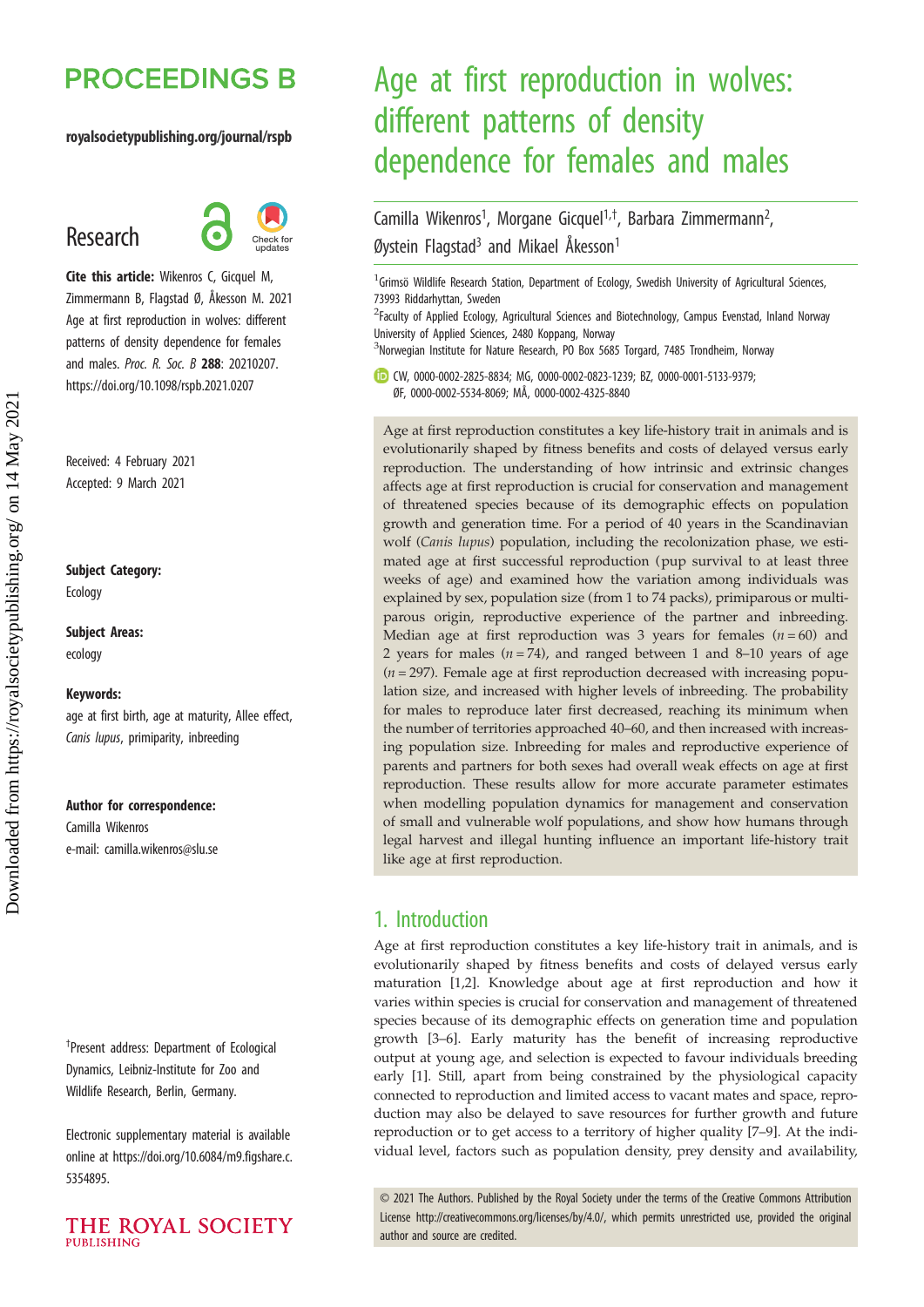# PROCEEDINGS B

royalsocietypublishing.org/journal/rspb

## Research

**Cite this article:** Wikenros C, Gicquel M, Zimmermann B, Flagstad Ø, Åkesson M. 2021 Age at first reproduction in wolves: different patterns of density dependence for females and males. *Proc. R. Soc. B* **288**: 20210207. https://doi.org/10.1098/rspb.2021.0207

Received: 4 February 2021
Accepted: 9 March 2021

**Subject Category:**
Ecology

**Subject Areas:**
ecology

**Keywords:**
age at first birth, age at maturity, Allee effect, *Canis lupus*, primiparity, inbreeding

**Author for correspondence:**
Camilla Wikenros
e-mail: camilla.wikenros@slu.se

[†]Present address: Department of Ecological Dynamics, Leibniz-Institute for Zoo and Wildlife Research, Berlin, Germany.

Electronic supplementary material is available online at https://doi.org/10.6084/m9.figshare.c.5354895.

# Age at first reproduction in wolves: different patterns of density dependence for females and males

Camilla Wikenros[1], Morgane Gicquel[1,†], Barbara Zimmermann[2], Øystein Flagstad[3] and Mikael Åkesson[1]

[1]Grimsö Wildlife Research Station, Department of Ecology, Swedish University of Agricultural Sciences, 73993 Riddarhyttan, Sweden
[2]Faculty of Applied Ecology, Agricultural Sciences and Biotechnology, Campus Evenstad, Inland Norway University of Applied Sciences, 2480 Koppang, Norway
[3]Norwegian Institute for Nature Research, PO Box 5685 Torgard, 7485 Trondheim, Norway

CW, 0000-0002-2825-8834; MG, 0000-0002-0823-1239; BZ, 0000-0001-5133-9379; ØF, 0000-0002-5534-8069; MÅ, 0000-0002-4325-8840

Age at first reproduction constitutes a key life-history trait in animals and is evolutionarily shaped by fitness benefits and costs of delayed versus early reproduction. The understanding of how intrinsic and extrinsic changes affects age at first reproduction is crucial for conservation and management of threatened species because of its demographic effects on population growth and generation time. For a period of 40 years in the Scandinavian wolf (*Canis lupus*) population, including the recolonization phase, we estimated age at first successful reproduction (pup survival to at least three weeks of age) and examined how the variation among individuals was explained by sex, population size (from 1 to 74 packs), primiparous or multiparous origin, reproductive experience of the partner and inbreeding. Median age at first reproduction was 3 years for females ($n = 60$) and 2 years for males ($n = 74$), and ranged between 1 and 8–10 years of age ($n = 297$). Female age at first reproduction decreased with increasing population size, and increased with higher levels of inbreeding. The probability for males to reproduce later first decreased, reaching its minimum when the number of territories approached 40–60, and then increased with increasing population size. Inbreeding for males and reproductive experience of parents and partners for both sexes had overall weak effects on age at first reproduction. These results allow for more accurate parameter estimates when modelling population dynamics for management and conservation of small and vulnerable wolf populations, and show how humans through legal harvest and illegal hunting influence an important life-history trait like age at first reproduction.

## 1. Introduction

Age at first reproduction constitutes a key life-history trait in animals, and is evolutionarily shaped by fitness benefits and costs of delayed versus early maturation [1,2]. Knowledge about age at first reproduction and how it varies within species is crucial for conservation and management of threatened species because of its demographic effects on generation time and population growth [3–6]. Early maturity has the benefit of increasing reproductive output at young age, and selection is expected to favour individuals breeding early [1]. Still, apart from being constrained by the physiological capacity connected to reproduction and limited access to vacant mates and space, reproduction may also be delayed to save resources for further growth and future reproduction or to get access to a territory of higher quality [7–9]. At the individual level, factors such as population density, prey density and availability,

© 2021 The Authors. Published by the Royal Society under the terms of the Creative Commons Attribution License http://creativecommons.org/licenses/by/4.0/, which permits unrestricted use, provided the original author and source are credited.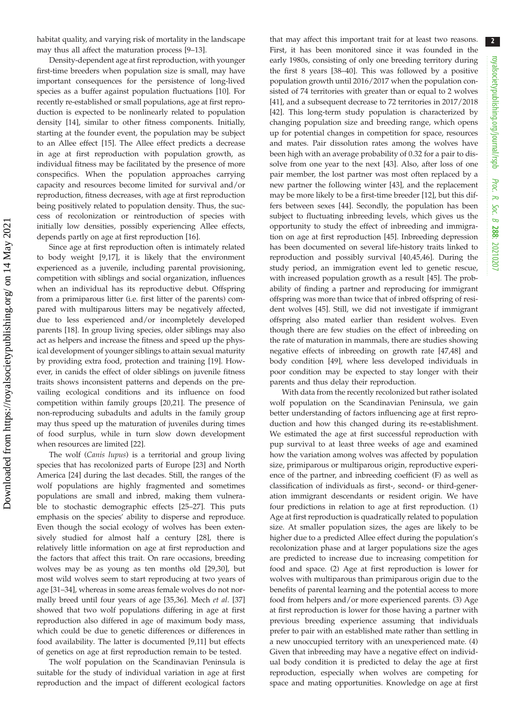habitat quality, and varying risk of mortality in the landscape may thus all affect the maturation process [9–13].

Density-dependent age at first reproduction, with younger first-time breeders when population size is small, may have important consequences for the persistence of long-lived species as a buffer against population fluctuations [10]. For recently re-established or small populations, age at first reproduction is expected to be nonlinearly related to population density [14], similar to other fitness components. Initially, starting at the founder event, the population may be subject to an Allee effect [15]. The Allee effect predicts a decrease in age at first reproduction with population growth, as individual fitness may be facilitated by the presence of more conspecifics. When the population approaches carrying capacity and resources become limited for survival and/or reproduction, fitness decreases, with age at first reproduction being positively related to population density. Thus, the success of recolonization or reintroduction of species with initially low densities, possibly experiencing Allee effects, depends partly on age at first reproduction [16].

Since age at first reproduction often is intimately related to body weight [9,17], it is likely that the environment experienced as a juvenile, including parental provisioning, competition with siblings and social organization, influences when an individual has its reproductive debut. Offspring from a primiparous litter (i.e. first litter of the parents) compared with multiparous litters may be negatively affected, due to less experienced and/or incompletely developed parents [18]. In group living species, older siblings may also act as helpers and increase the fitness and speed up the physical development of younger siblings to attain sexual maturity by providing extra food, protection and training [19]. However, in canids the effect of older siblings on juvenile fitness traits shows inconsistent patterns and depends on the prevailing ecological conditions and its influence on food competition within family groups [20,21]. The presence of non-reproducing subadults and adults in the family group may thus speed up the maturation of juveniles during times of food surplus, while in turn slow down development when resources are limited [22].

The wolf (*Canis lupus*) is a territorial and group living species that has recolonized parts of Europe [23] and North America [24] during the last decades. Still, the ranges of the wolf populations are highly fragmented and sometimes populations are small and inbred, making them vulnerable to stochastic demographic effects [25–27]. This puts emphasis on the species' ability to disperse and reproduce. Even though the social ecology of wolves has been extensively studied for almost half a century [28], there is relatively little information on age at first reproduction and the factors that affect this trait. On rare occasions, breeding wolves may be as young as ten months old [29,30], but most wild wolves seem to start reproducing at two years of age [31–34], whereas in some areas female wolves do not normally breed until four years of age [35,36]. Mech *et al.* [37] showed that two wolf populations differing in age at first reproduction also differed in age of maximum body mass, which could be due to genetic differences or differences in food availability. The latter is documented [9,11] but effects of genetics on age at first reproduction remain to be tested.

The wolf population on the Scandinavian Peninsula is suitable for the study of individual variation in age at first reproduction and the impact of different ecological factors that may affect this important trait for at least two reasons. First, it has been monitored since it was founded in the early 1980s, consisting of only one breeding territory during the first 8 years [38–40]. This was followed by a positive population growth until 2016/2017 when the population consisted of 74 territories with greater than or equal to 2 wolves [41], and a subsequent decrease to 72 territories in 2017/2018 [42]. This long-term study population is characterized by changing population size and breeding range, which opens up for potential changes in competition for space, resources and mates. Pair dissolution rates among the wolves have been high with an average probability of 0.32 for a pair to dissolve from one year to the next [43]. Also, after loss of one pair member, the lost partner was most often replaced by a new partner the following winter [43], and the replacement may be more likely to be a first-time breeder [12], but this differs between sexes [44]. Secondly, the population has been subject to fluctuating inbreeding levels, which gives us the opportunity to study the effect of inbreeding and immigration on age at first reproduction [45]. Inbreeding depression has been documented on several life-history traits linked to reproduction and possibly survival [40,45,46]. During the study period, an immigration event led to genetic rescue, with increased population growth as a result [45]. The probability of finding a partner and reproducing for immigrant offspring was more than twice that of inbred offspring of resident wolves [45]. Still, we did not investigate if immigrant offspring also mated earlier than resident wolves. Even though there are few studies on the effect of inbreeding on the rate of maturation in mammals, there are studies showing negative effects of inbreeding on growth rate [47,48] and body condition [49], where less developed individuals in poor condition may be expected to stay longer with their parents and thus delay their reproduction.

With data from the recently recolonized but rather isolated wolf population on the Scandinavian Peninsula, we gain better understanding of factors influencing age at first reproduction and how this changed during its re-establishment. We estimated the age at first successful reproduction with pup survival to at least three weeks of age and examined how the variation among wolves was affected by population size, primiparous or multiparous origin, reproductive experience of the partner, and inbreeding coefficient (F) as well as classification of individuals as first-, second- or third-generation immigrant descendants or resident origin. We have four predictions in relation to age at first reproduction. (1) Age at first reproduction is quadratically related to population size. At smaller population sizes, the ages are likely to be higher due to a predicted Allee effect during the population's recolonization phase and at larger populations size the ages are predicted to increase due to increasing competition for food and space. (2) Age at first reproduction is lower for wolves with multiparous than primiparous origin due to the benefits of parental learning and the potential access to more food from helpers and/or more experienced parents. (3) Age at first reproduction is lower for those having a partner with previous breeding experience assuming that individuals prefer to pair with an established mate rather than settling in a new unoccupied territory with an unexperienced mate. (4) Given that inbreeding may have a negative effect on individual body condition it is predicted to delay the age at first reproduction, especially when wolves are competing for space and mating opportunities. Knowledge on age at first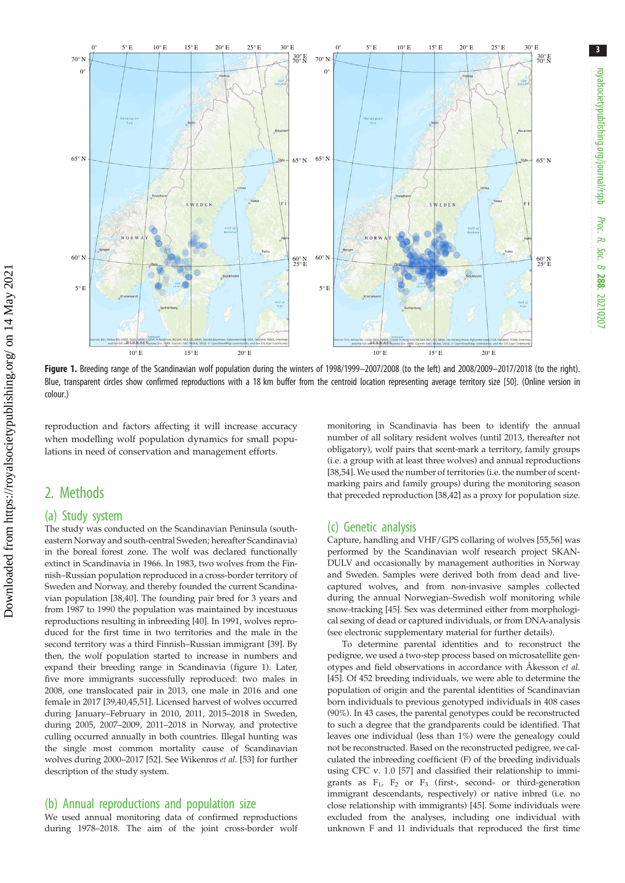Figure 1. Breeding range of the Scandinavian wolf population during the winters of 1998/1999–2007/2008 (to the left) and 2008/2009–2017/2018 (to the right). Blue, transparent circles show confirmed reproductions with a 18 km buffer from the centroid location representing average territory size [50]. (Online version in colour.)

reproduction and factors affecting it will increase accuracy when modelling wolf population dynamics for small populations in need of conservation and management efforts.

## 2. Methods

### (a) Study system

The study was conducted on the Scandinavian Peninsula (south-eastern Norway and south-central Sweden; hereafter Scandinavia) in the boreal forest zone. The wolf was declared functionally extinct in Scandinavia in 1966. In 1983, two wolves from the Finnish–Russian population reproduced in a cross-border territory of Sweden and Norway, and thereby founded the current Scandinavian population [38,40]. The founding pair bred for 3 years and from 1987 to 1990 the population was maintained by incestuous reproductions resulting in inbreeding [40]. In 1991, wolves reproduced for the first time in two territories and the male in the second territory was a third Finnish–Russian immigrant [39]. By then, the wolf population started to increase in numbers and expand their breeding range in Scandinavia (figure 1). Later, five more immigrants successfully reproduced: two males in 2008, one translocated pair in 2013, one male in 2016 and one female in 2017 [39,40,45,51]. Licensed harvest of wolves occurred during January–February in 2010, 2011, 2015–2018 in Sweden, during 2005, 2007–2009, 2011–2018 in Norway, and protective culling occurred annually in both countries. Illegal hunting was the single most common mortality cause of Scandinavian wolves during 2000–2017 [52]. See Wikenros *et al*. [53] for further description of the study system.

### (b) Annual reproductions and population size

We used annual monitoring data of confirmed reproductions during 1978–2018. The aim of the joint cross-border wolf monitoring in Scandinavia has been to identify the annual number of all solitary resident wolves (until 2013, thereafter not obligatory), wolf pairs that scent-mark a territory, family groups (i.e. a group with at least three wolves) and annual reproductions [38,54]. We used the number of territories (i.e. the number of scent-marking pairs and family groups) during the monitoring season that preceded reproduction [38,42] as a proxy for population size.

### (c) Genetic analysis

Capture, handling and VHF/GPS collaring of wolves [55,56] was performed by the Scandinavian wolf research project SKANDULV and occasionally by management authorities in Norway and Sweden. Samples were derived both from dead and live-captured wolves, and from non-invasive samples collected during the annual Norwegian–Swedish wolf monitoring while snow-tracking [45]. Sex was determined either from morphological sexing of dead or captured individuals, or from DNA-analysis (see electronic supplementary material for further details).

To determine parental identities and to reconstruct the pedigree, we used a two-step process based on microsatellite genotypes and field observations in accordance with Åkesson *et al*. [45]. Of 452 breeding individuals, we were able to determine the population of origin and the parental identities of Scandinavian born individuals to previous genotyped individuals in 408 cases (90%). In 43 cases, the parental genotypes could be reconstructed to such a degree that the grandparents could be identified. That leaves one individual (less than 1%) were the genealogy could not be reconstructed. Based on the reconstructed pedigree, we calculated the inbreeding coefficient (F) of the breeding individuals using CFC v. 1.0 [57] and classified their relationship to immigrants as $F_1$, $F_2$ or $F_3$ (first-, second- or third-generation immigrant descendants, respectively) or native inbred (i.e. no close relationship with immigrants) [45]. Some individuals were excluded from the analyses, including one individual with unknown F and 11 individuals that reproduced the first time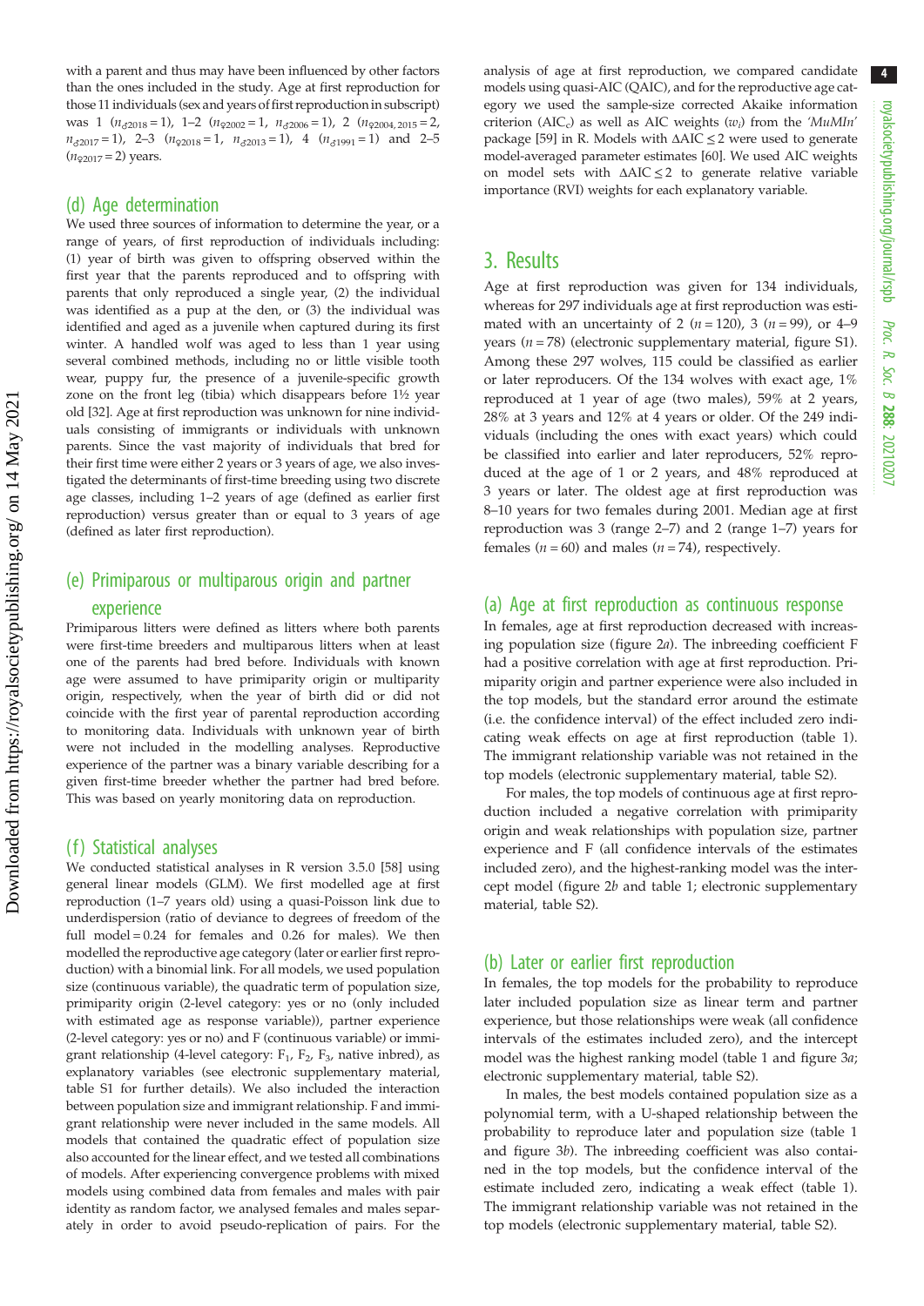with a parent and thus may have been influenced by other factors than the ones included in the study. Age at first reproduction for those 11 individuals (sex and years of first reproduction in subscript) was 1 ($n_{♂2018} = 1$), 1–2 ($n_{♀2002} = 1$, $n_{♂2006} = 1$), 2 ($n_{♀2004, 2015} = 2$, $n_{♂2017} = 1$), 2–3 ($n_{♀2018} = 1$, $n_{♂2013} = 1$), 4 ($n_{♂1991} = 1$) and 2–5 ($n_{♀2017} = 2$) years.

## (d) Age determination

We used three sources of information to determine the year, or a range of years, of first reproduction of individuals including: (1) year of birth was given to offspring observed within the first year that the parents reproduced and to offspring with parents that only reproduced a single year, (2) the individual was identified as a pup at the den, or (3) the individual was identified and aged as a juvenile when captured during its first winter. A handled wolf was aged to less than 1 year using several combined methods, including no or little visible tooth wear, puppy fur, the presence of a juvenile-specific growth zone on the front leg (tibia) which disappears before 1½ year old [32]. Age at first reproduction was unknown for nine individuals consisting of immigrants or individuals with unknown parents. Since the vast majority of individuals that bred for their first time were either 2 years or 3 years of age, we also investigated the determinants of first-time breeding using two discrete age classes, including 1–2 years of age (defined as earlier first reproduction) versus greater than or equal to 3 years of age (defined as later first reproduction).

## (e) Primiparous or multiparous origin and partner experience

Primiparous litters were defined as litters where both parents were first-time breeders and multiparous litters when at least one of the parents had bred before. Individuals with known age were assumed to have primiparity origin or multiparity origin, respectively, when the year of birth did or did not coincide with the first year of parental reproduction according to monitoring data. Individuals with unknown year of birth were not included in the modelling analyses. Reproductive experience of the partner was a binary variable describing for a given first-time breeder whether the partner had bred before. This was based on yearly monitoring data on reproduction.

## (f) Statistical analyses

We conducted statistical analyses in R version 3.5.0 [58] using general linear models (GLM). We first modelled age at first reproduction (1–7 years old) using a quasi-Poisson link due to underdispersion (ratio of deviance to degrees of freedom of the full model = 0.24 for females and 0.26 for males). We then modelled the reproductive age category (later or earlier first reproduction) with a binomial link. For all models, we used population size (continuous variable), the quadratic term of population size, primiparity origin (2-level category: yes or no (only included with estimated age as response variable)), partner experience (2-level category: yes or no) and F (continuous variable) or immigrant relationship (4-level category: $F_1$, $F_2$, $F_3$, native inbred), as explanatory variables (see electronic supplementary material, table S1 for further details). We also included the interaction between population size and immigrant relationship. F and immigrant relationship were never included in the same models. All models that contained the quadratic effect of population size also accounted for the linear effect, and we tested all combinations of models. After experiencing convergence problems with mixed models using combined data from females and males with pair identity as random factor, we analysed females and males separately in order to avoid pseudo-replication of pairs. For the analysis of age at first reproduction, we compared candidate models using quasi-AIC (QAIC), and for the reproductive age category we used the sample-size corrected Akaike information criterion ($AIC_c$) as well as AIC weights ($w_i$) from the *'MuMIn'* package [59] in R. Models with $\Delta AIC \leq 2$ were used to generate model-averaged parameter estimates [60]. We used AIC weights on model sets with $\Delta AIC \leq 2$ to generate relative variable importance (RVI) weights for each explanatory variable.

# 3. Results

Age at first reproduction was given for 134 individuals, whereas for 297 individuals age at first reproduction was estimated with an uncertainty of 2 ($n = 120$), 3 ($n = 99$), or 4–9 years ($n = 78$) (electronic supplementary material, figure S1). Among these 297 wolves, 115 could be classified as earlier or later reproducers. Of the 134 wolves with exact age, 1% reproduced at 1 year of age (two males), 59% at 2 years, 28% at 3 years and 12% at 4 years or older. Of the 249 individuals (including the ones with exact years) which could be classified into earlier and later reproducers, 52% reproduced at the age of 1 or 2 years, and 48% reproduced at 3 years or later. The oldest age at first reproduction was 8–10 years for two females during 2001. Median age at first reproduction was 3 (range 2–7) and 2 (range 1–7) years for females ($n = 60$) and males ($n = 74$), respectively.

## (a) Age at first reproduction as continuous response

In females, age at first reproduction decreased with increasing population size (figure 2*a*). The inbreeding coefficient F had a positive correlation with age at first reproduction. Primiparity origin and partner experience were also included in the top models, but the standard error around the estimate (i.e. the confidence interval) of the effect included zero indicating weak effects on age at first reproduction (table 1). The immigrant relationship variable was not retained in the top models (electronic supplementary material, table S2).

For males, the top models of continuous age at first reproduction included a negative correlation with primiparity origin and weak relationships with population size, partner experience and F (all confidence intervals of the estimates included zero), and the highest-ranking model was the intercept model (figure 2*b* and table 1; electronic supplementary material, table S2).

## (b) Later or earlier first reproduction

In females, the top models for the probability to reproduce later included population size as linear term and partner experience, but those relationships were weak (all confidence intervals of the estimates included zero), and the intercept model was the highest ranking model (table 1 and figure 3*a*; electronic supplementary material, table S2).

In males, the best models contained population size as a polynomial term, with a U-shaped relationship between the probability to reproduce later and population size (table 1 and figure 3*b*). The inbreeding coefficient was also contained in the top models, but the confidence interval of the estimate included zero, indicating a weak effect (table 1). The immigrant relationship variable was not retained in the top models (electronic supplementary material, table S2).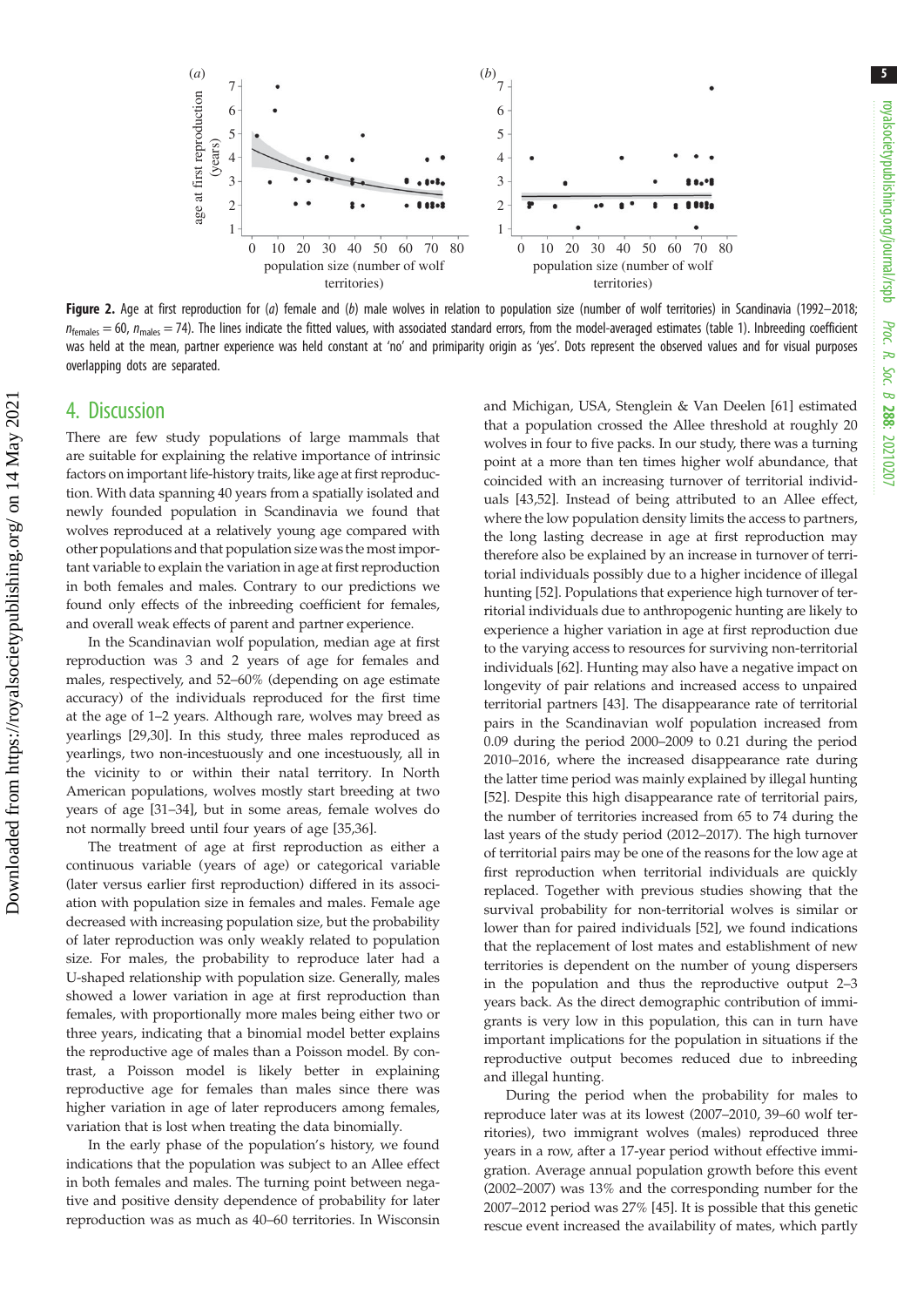(a)

age at first reproduction (years)

1 2 3 4 5 6 7

0 10 20 30 40 50 60 70 80

population size (number of wolf territories)

(b)

1 2 3 4 5 6 7

0 10 20 30 40 50 60 70 80

population size (number of wolf territories)

**Figure 2.** Age at first reproduction for (*a*) female and (*b*) male wolves in relation to population size (number of wolf territories) in Scandinavia (1992–2018; $n_{\text{females}} = 60$, $n_{\text{males}} = 74$). The lines indicate the fitted values, with associated standard errors, from the model-averaged estimates (table 1). Inbreeding coefficient was held at the mean, partner experience was held constant at 'no' and primiparity origin as 'yes'. Dots represent the observed values and for visual purposes overlapping dots are separated.

## 4. Discussion

There are few study populations of large mammals that are suitable for explaining the relative importance of intrinsic factors on important life-history traits, like age at first reproduction. With data spanning 40 years from a spatially isolated and newly founded population in Scandinavia we found that wolves reproduced at a relatively young age compared with other populations and that population size was the most important variable to explain the variation in age at first reproduction in both females and males. Contrary to our predictions we found only effects of the inbreeding coefficient for females, and overall weak effects of parent and partner experience.

In the Scandinavian wolf population, median age at first reproduction was 3 and 2 years of age for females and males, respectively, and 52–60% (depending on age estimate accuracy) of the individuals reproduced for the first time at the age of 1–2 years. Although rare, wolves may breed as yearlings [29,30]. In this study, three males reproduced as yearlings, two non-incestuously and one incestuously, all in the vicinity to or within their natal territory. In North American populations, wolves mostly start breeding at two years of age [31–34], but in some areas, female wolves do not normally breed until four years of age [35,36].

The treatment of age at first reproduction as either a continuous variable (years of age) or categorical variable (later versus earlier first reproduction) differed in its association with population size in females and males. Female age decreased with increasing population size, but the probability of later reproduction was only weakly related to population size. For males, the probability to reproduce later had a U-shaped relationship with population size. Generally, males showed a lower variation in age at first reproduction than females, with proportionally more males being either two or three years, indicating that a binomial model better explains the reproductive age of males than a Poisson model. By contrast, a Poisson model is likely better in explaining reproductive age for females than males since there was higher variation in age of later reproducers among females, variation that is lost when treating the data binomially.

In the early phase of the population's history, we found indications that the population was subject to an Allee effect in both females and males. The turning point between negative and positive density dependence of probability for later reproduction was as much as 40–60 territories. In Wisconsin and Michigan, USA, Stenglein & Van Deelen [61] estimated that a population crossed the Allee threshold at roughly 20 wolves in four to five packs. In our study, there was a turning point at a more than ten times higher wolf abundance, that coincided with an increasing turnover of territorial individuals [43,52]. Instead of being attributed to an Allee effect, where the low population density limits the access to partners, the long lasting decrease in age at first reproduction may therefore also be explained by an increase in turnover of territorial individuals possibly due to a higher incidence of illegal hunting [52]. Populations that experience high turnover of territorial individuals due to anthropogenic hunting are likely to experience a higher variation in age at first reproduction due to the varying access to resources for surviving non-territorial individuals [62]. Hunting may also have a negative impact on longevity of pair relations and increased access to unpaired territorial partners [43]. The disappearance rate of territorial pairs in the Scandinavian wolf population increased from 0.09 during the period 2000–2009 to 0.21 during the period 2010–2016, where the increased disappearance rate during the latter time period was mainly explained by illegal hunting [52]. Despite this high disappearance rate of territorial pairs, the number of territories increased from 65 to 74 during the last years of the study period (2012–2017). The high turnover of territorial pairs may be one of the reasons for the low age at first reproduction when territorial individuals are quickly replaced. Together with previous studies showing that the survival probability for non-territorial wolves is similar or lower than for paired individuals [52], we found indications that the replacement of lost mates and establishment of new territories is dependent on the number of young dispersers in the population and thus the reproductive output 2–3 years back. As the direct demographic contribution of immigrants is very low in this population, this can in turn have important implications for the population in situations if the reproductive output becomes reduced due to inbreeding and illegal hunting.

During the period when the probability for males to reproduce later was at its lowest (2007–2010, 39–60 wolf territories), two immigrant wolves (males) reproduced three years in a row, after a 17-year period without effective immigration. Average annual population growth before this event (2002–2007) was 13% and the corresponding number for the 2007–2012 period was 27% [45]. It is possible that this genetic rescue event increased the availability of mates, which partly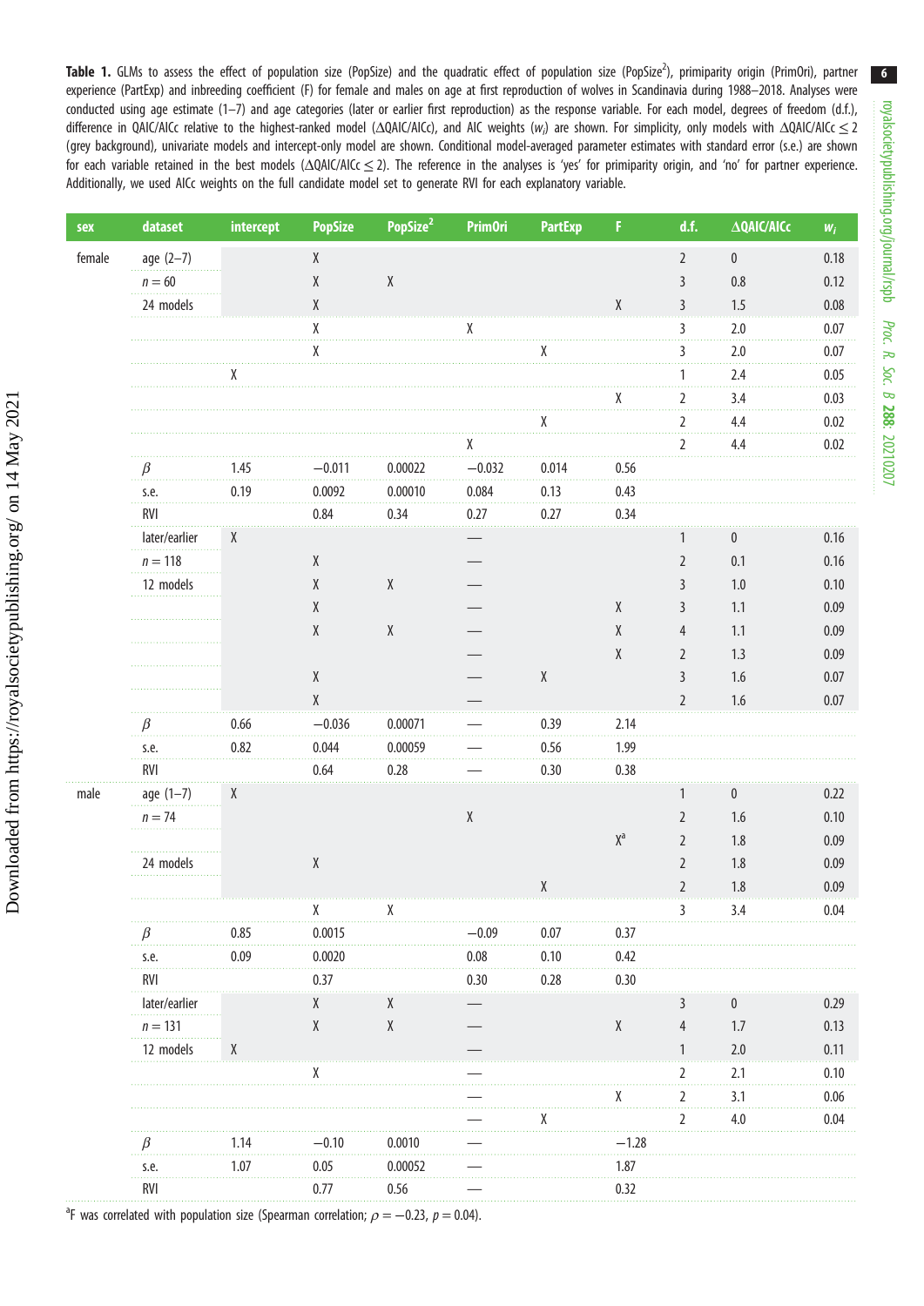**Table 1.** GLMs to assess the effect of population size (PopSize) and the quadratic effect of population size (PopSize$^2$), primiparity origin (PrimOri), partner experience (PartExp) and inbreeding coefficient (F) for female and males on age at first reproduction of wolves in Scandinavia during 1988–2018. Analyses were conducted using age estimate (1–7) and age categories (later or earlier first reproduction) as the response variable. For each model, degrees of freedom (d.f.), difference in QAIC/AICc relative to the highest-ranked model (ΔQAIC/AICc), and AIC weights ($w_i$) are shown. For simplicity, only models with ΔQAIC/AICc ≤ 2 (grey background), univariate models and intercept-only model are shown. Conditional model-averaged parameter estimates with standard error (s.e.) are shown for each variable retained in the best models (ΔQAIC/AICc ≤ 2). The reference in the analyses is 'yes' for primiparity origin, and 'no' for partner experience. Additionally, we used AICc weights on the full candidate model set to generate RVI for each explanatory variable.

| sex | dataset | intercept | PopSize | PopSize$^2$ | PrimOri | PartExp | F | d.f. | ΔQAIC/AICc | $w_i$ |
|---|---|---|---|---|---|---|---|---|---|---|
| female | age (2–7) | | X | | | | | 2 | 0 | 0.18 |
| | $n = 60$ | | X | X | | | | 3 | 0.8 | 0.12 |
| | 24 models | | X | | | | X | 3 | 1.5 | 0.08 |
| | | | X | | X | | | 3 | 2.0 | 0.07 |
| | | | X | | | X | | 3 | 2.0 | 0.07 |
| | | X | | | | | | 1 | 2.4 | 0.05 |
| | | | | | | | X | 2 | 3.4 | 0.03 |
| | | | | | | X | | 2 | 4.4 | 0.02 |
| | | | | | X | | | 2 | 4.4 | 0.02 |
| | $\beta$ | 1.45 | −0.011 | 0.00022 | −0.032 | 0.014 | 0.56 | | | |
| | s.e. | 0.19 | 0.0092 | 0.00010 | 0.084 | 0.13 | 0.43 | | | |
| | RVI | | 0.84 | 0.34 | 0.27 | 0.27 | 0.34 | | | |
| | later/earlier | X | | | — | | | 1 | 0 | 0.16 |
| | $n = 118$ | | X | | — | | | 2 | 0.1 | 0.16 |
| | 12 models | | X | X | — | | | 3 | 1.0 | 0.10 |
| | | | X | | — | | X | 3 | 1.1 | 0.09 |
| | | | X | X | — | | X | 4 | 1.1 | 0.09 |
| | | | | | — | | X | 2 | 1.3 | 0.09 |
| | | | X | | — | X | | 3 | 1.6 | 0.07 |
| | | | X | | — | | | 2 | 1.6 | 0.07 |
| | $\beta$ | 0.66 | −0.036 | 0.00071 | — | 0.39 | 2.14 | | | |
| | s.e. | 0.82 | 0.044 | 0.00059 | — | 0.56 | 1.99 | | | |
| | RVI | | 0.64 | 0.28 | — | 0.30 | 0.38 | | | |
| male | age (1–7) | X | | | | | | 1 | 0 | 0.22 |
| | $n = 74$ | | | | X | | | 2 | 1.6 | 0.10 |
| | | | | | | | X[a] | 2 | 1.8 | 0.09 |
| | 24 models | | X | | | | | 2 | 1.8 | 0.09 |
| | | | | | | X | | 2 | 1.8 | 0.09 |
| | | | X | X | | | | 3 | 3.4 | 0.04 |
| | $\beta$ | 0.85 | 0.0015 | | −0.09 | 0.07 | 0.37 | | | |
| | s.e. | 0.09 | 0.0020 | | 0.08 | 0.10 | 0.42 | | | |
| | RVI | | 0.37 | | 0.30 | 0.28 | 0.30 | | | |
| | later/earlier | | X | X | — | | | 3 | 0 | 0.29 |
| | $n = 131$ | | X | X | — | | X | 4 | 1.7 | 0.13 |
| | 12 models | X | | | — | | | 1 | 2.0 | 0.11 |
| | | | X | | — | | | 2 | 2.1 | 0.10 |
| | | | | | — | | X | 2 | 3.1 | 0.06 |
| | | | | | — | X | | 2 | 4.0 | 0.04 |
| | $\beta$ | 1.14 | −0.10 | 0.0010 | — | | −1.28 | | | |
| | s.e. | 1.07 | 0.05 | 0.00052 | — | | 1.87 | | | |
| | RVI | | 0.77 | 0.56 | — | | 0.32 | | | |

[a]F was correlated with population size (Spearman correlation; $\rho = -0.23$, $p = 0.04$).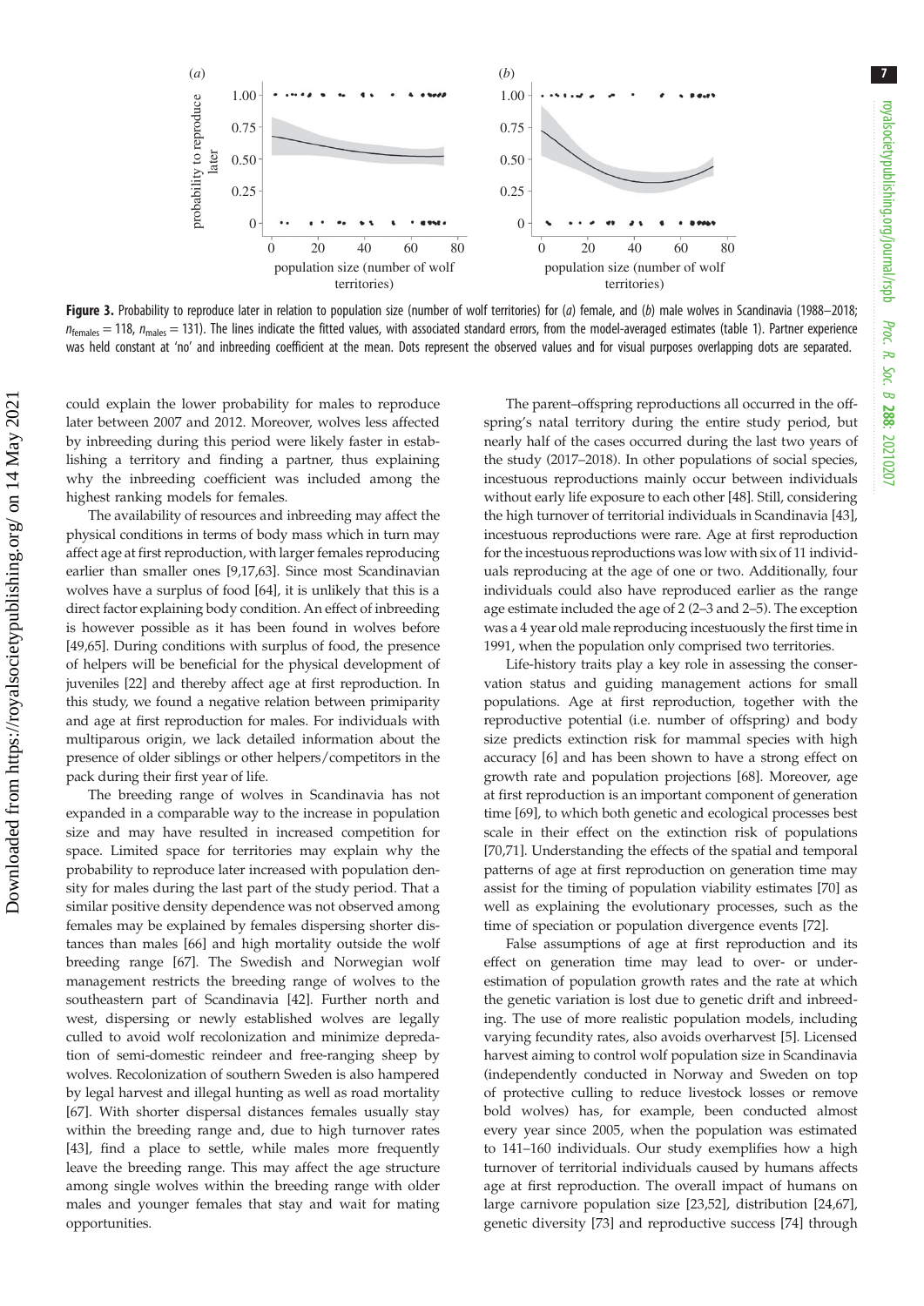(a)

1.00
0.75
0.50
0.25
0

probability to reproduce later

0 20 40 60 80

population size (number of wolf territories)

(b)

1.00
0.75
0.50
0.25
0

0 20 40 60 80

population size (number of wolf territories)

**Figure 3.** Probability to reproduce later in relation to population size (number of wolf territories) for (*a*) female, and (*b*) male wolves in Scandinavia (1988–2018; $n_{\text{females}} = 118$, $n_{\text{males}} = 131$). The lines indicate the fitted values, with associated standard errors, from the model-averaged estimates (table 1). Partner experience was held constant at 'no' and inbreeding coefficient at the mean. Dots represent the observed values and for visual purposes overlapping dots are separated.

could explain the lower probability for males to reproduce later between 2007 and 2012. Moreover, wolves less affected by inbreeding during this period were likely faster in establishing a territory and finding a partner, thus explaining why the inbreeding coefficient was included among the highest ranking models for females.

The availability of resources and inbreeding may affect the physical conditions in terms of body mass which in turn may affect age at first reproduction, with larger females reproducing earlier than smaller ones [9,17,63]. Since most Scandinavian wolves have a surplus of food [64], it is unlikely that this is a direct factor explaining body condition. An effect of inbreeding is however possible as it has been found in wolves before [49,65]. During conditions with surplus of food, the presence of helpers will be beneficial for the physical development of juveniles [22] and thereby affect age at first reproduction. In this study, we found a negative relation between primiparity and age at first reproduction for males. For individuals with multiparous origin, we lack detailed information about the presence of older siblings or other helpers/competitors in the pack during their first year of life.

The breeding range of wolves in Scandinavia has not expanded in a comparable way to the increase in population size and may have resulted in increased competition for space. Limited space for territories may explain why the probability to reproduce later increased with population density for males during the last part of the study period. That a similar positive density dependence was not observed among females may be explained by females dispersing shorter distances than males [66] and high mortality outside the wolf breeding range [67]. The Swedish and Norwegian wolf management restricts the breeding range of wolves to the southeastern part of Scandinavia [42]. Further north and west, dispersing or newly established wolves are legally culled to avoid wolf recolonization and minimize depredation of semi-domestic reindeer and free-ranging sheep by wolves. Recolonization of southern Sweden is also hampered by legal harvest and illegal hunting as well as road mortality [67]. With shorter dispersal distances females usually stay within the breeding range and, due to high turnover rates [43], find a place to settle, while males more frequently leave the breeding range. This may affect the age structure among single wolves within the breeding range with older males and younger females that stay and wait for mating opportunities.

The parent–offspring reproductions all occurred in the offspring's natal territory during the entire study period, but nearly half of the cases occurred during the last two years of the study (2017–2018). In other populations of social species, incestuous reproductions mainly occur between individuals without early life exposure to each other [48]. Still, considering the high turnover of territorial individuals in Scandinavia [43], incestuous reproductions were rare. Age at first reproduction for the incestuous reproductions was low with six of 11 individuals reproducing at the age of one or two. Additionally, four individuals could also have reproduced earlier as the range age estimate included the age of 2 (2–3 and 2–5). The exception was a 4 year old male reproducing incestuously the first time in 1991, when the population only comprised two territories.

Life-history traits play a key role in assessing the conservation status and guiding management actions for small populations. Age at first reproduction, together with the reproductive potential (i.e. number of offspring) and body size predicts extinction risk for mammal species with high accuracy [6] and has been shown to have a strong effect on growth rate and population projections [68]. Moreover, age at first reproduction is an important component of generation time [69], to which both genetic and ecological processes best scale in their effect on the extinction risk of populations [70,71]. Understanding the effects of the spatial and temporal patterns of age at first reproduction on generation time may assist for the timing of population viability estimates [70] as well as explaining the evolutionary processes, such as the time of speciation or population divergence events [72].

False assumptions of age at first reproduction and its effect on generation time may lead to over- or underestimation of population growth rates and the rate at which the genetic variation is lost due to genetic drift and inbreeding. The use of more realistic population models, including varying fecundity rates, also avoids overharvest [5]. Licensed harvest aiming to control wolf population size in Scandinavia (independently conducted in Norway and Sweden on top of protective culling to reduce livestock losses or remove bold wolves) has, for example, been conducted almost every year since 2005, when the population was estimated to 141–160 individuals. Our study exemplifies how a high turnover of territorial individuals caused by humans affects age at first reproduction. The overall impact of humans on large carnivore population size [23,52], distribution [24,67], genetic diversity [73] and reproductive success [74] through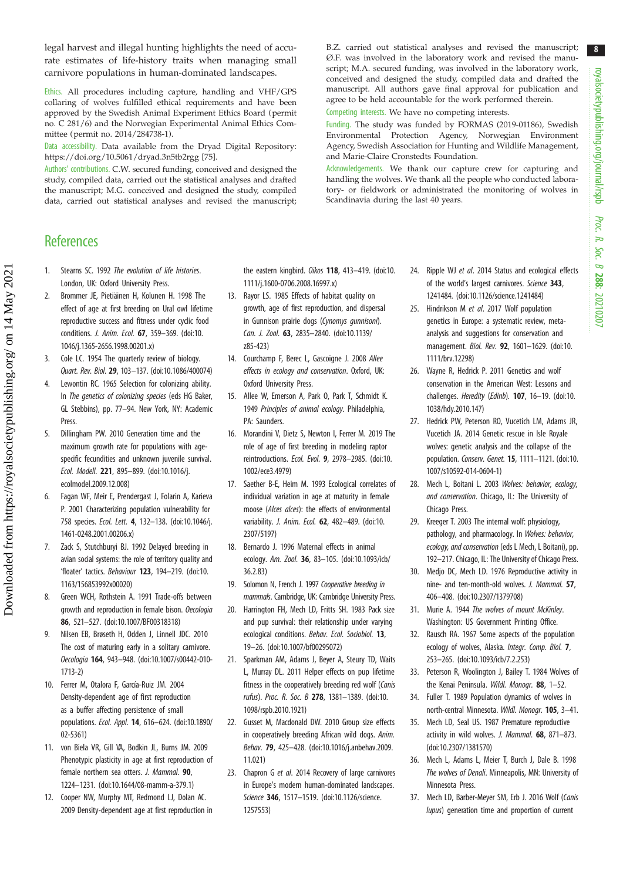legal harvest and illegal hunting highlights the need of accurate estimates of life-history traits when managing small carnivore populations in human-dominated landscapes.

Ethics. All procedures including capture, handling and VHF/GPS collaring of wolves fulfilled ethical requirements and have been approved by the Swedish Animal Experiment Ethics Board (permit no. C 281/6) and the Norwegian Experimental Animal Ethics Committee (permit no. 2014/284738-1).

Data accessibility. Data available from the Dryad Digital Repository: https://doi.org/10.5061/dryad.3n5tb2rgg [75].

Authors' contributions. C.W. secured funding, conceived and designed the study, compiled data, carried out the statistical analyses and drafted the manuscript; M.G. conceived and designed the study, compiled data, carried out statistical analyses and revised the manuscript; B.Z. carried out statistical analyses and revised the manuscript; Ø.F. was involved in the laboratory work and revised the manuscript; M.A. secured funding, was involved in the laboratory work, conceived and designed the study, compiled data and drafted the manuscript. All authors gave final approval for publication and agree to be held accountable for the work performed therein.

Competing interests. We have no competing interests.

Funding. The study was funded by FORMAS (2019-01186), Swedish Environmental Protection Agency, Norwegian Environment Agency, Swedish Association for Hunting and Wildlife Management, and Marie-Claire Cronstedts Foundation.

Acknowledgements. We thank our capture crew for capturing and handling the wolves. We thank all the people who conducted laboratory- or fieldwork or administrated the monitoring of wolves in Scandinavia during the last 40 years.

# References

1. Stearns SC. 1992 *The evolution of life histories*. London, UK: Oxford University Press.
2. Brommer JE, Pietiäinen H, Kolunen H. 1998 The effect of age at first breeding on Ural owl lifetime reproductive success and fitness under cyclic food conditions. *J. Anim. Ecol.* **67**, 359–369. (doi:10.1046/j.1365-2656.1998.00201.x)
3. Cole LC. 1954 The quarterly review of biology. *Quart. Rev. Biol.* **29**, 103–137. (doi:10.1086/400074)
4. Lewontin RC. 1965 Selection for colonizing ability. In *The genetics of colonizing species* (eds HG Baker, GL Stebbins), pp. 77–94. New York, NY: Academic Press.
5. Dillingham PW. 2010 Generation time and the maximum growth rate for populations with age-specific fecundities and unknown juvenile survival. *Ecol. Modell.* **221**, 895–899. (doi:10.1016/j.ecolmodel.2009.12.008)
6. Fagan WF, Meir E, Prendergast J, Folarin A, Karieva P. 2001 Characterizing population vulnerability for 758 species. *Ecol. Lett.* **4**, 132–138. (doi:10.1046/j.1461-0248.2001.00206.x)
7. Zack S, Stutchburyi BJ. 1992 Delayed breeding in avian social systems: the role of territory quality and 'floater' tactics. *Behaviour* **123**, 194–219. (doi:10.1163/156853992x00020)
8. Green WCH, Rothstein A. 1991 Trade-offs between growth and reproduction in female bison. *Oecologia* **86**, 521–527. (doi:10.1007/BF00318318)
9. Nilsen EB, Brøseth H, Odden J, Linnell JDC. 2010 The cost of maturing early in a solitary carnivore. *Oecologia* **164**, 943–948. (doi:10.1007/s00442-010-1713-2)
10. Ferrer M, Otalora F, García-Ruiz JM. 2004 Density-dependent age of first reproduction as a buffer affecting persistence of small populations. *Ecol. Appl.* **14**, 616–624. (doi:10.1890/02-5361)
11. von Biela VR, Gill VA, Bodkin JL, Burns JM. 2009 Phenotypic plasticity in age at first reproduction of female northern sea otters. *J. Mammal.* **90**, 1224–1231. (doi:10.1644/08-mamm-a-379.1)
12. Cooper NW, Murphy MT, Redmond LJ, Dolan AC. 2009 Density-dependent age at first reproduction in the eastern kingbird. *Oikos* **118**, 413–419. (doi:10.1111/j.1600-0706.2008.16997.x)
13. Rayor LS. 1985 Effects of habitat quality on growth, age of first reproduction, and dispersal in Gunnison prairie dogs (*Cynomys gunnisoni*). *Can. J. Zool.* **63**, 2835–2840. (doi:10.1139/z85-423)
14. Courchamp F, Berec L, Gascoigne J. 2008 *Allee effects in ecology and conservation*. Oxford, UK: Oxford University Press.
15. Allee W, Emerson A, Park O, Park T, Schmidt K. 1949 *Principles of animal ecology*. Philadelphia, PA: Saunders.
16. Morandini V, Dietz S, Newton I, Ferrer M. 2019 The role of age of first breeding in modeling raptor reintroductions. *Ecol. Evol.* **9**, 2978–2985. (doi:10.1002/ece3.4979)
17. Saether B-E, Heim M. 1993 Ecological correlates of individual variation in age at maturity in female moose (*Alces alces*): the effects of environmental variability. *J. Anim. Ecol.* **62**, 482–489. (doi:10.2307/5197)
18. Bernardo J. 1996 Maternal effects in animal ecology. *Am. Zool.* **36**, 83–105. (doi:10.1093/icb/36.2.83)
19. Solomon N, French J. 1997 *Cooperative breeding in mammals*. Cambridge, UK: Cambridge University Press.
20. Harrington FH, Mech LD, Fritts SH. 1983 Pack size and pup survival: their relationship under varying ecological conditions. *Behav. Ecol. Sociobiol.* **13**, 19–26. (doi:10.1007/bf00295072)
21. Sparkman AM, Adams J, Beyer A, Steury TD, Waits L, Murray DL. 2011 Helper effects on pup lifetime fitness in the cooperatively breeding red wolf (*Canis rufus*). *Proc. R. Soc. B* **278**, 1381–1389. (doi:10.1098/rspb.2010.1921)
22. Gusset M, Macdonald DW. 2010 Group size effects in cooperatively breeding African wild dogs. *Anim. Behav.* **79**, 425–428. (doi:10.1016/j.anbehav.2009.11.021)
23. Chapron G *et al.* 2014 Recovery of large carnivores in Europe's modern human-dominated landscapes. *Science* **346**, 1517–1519. (doi:10.1126/science.1257553)
24. Ripple WJ *et al.* 2014 Status and ecological effects of the world's largest carnivores. *Science* **343**, 1241484. (doi:10.1126/science.1241484)
25. Hindrikson M *et al.* 2017 Wolf population genetics in Europe: a systematic review, meta-analysis and suggestions for conservation and management. *Biol. Rev.* **92**, 1601–1629. (doi:10.1111/brv.12298)
26. Wayne R, Hedrick P. 2011 Genetics and wolf conservation in the American West: Lessons and challenges. *Heredity (Edinb).* **107**, 16–19. (doi:10.1038/hdy.2010.147)
27. Hedrick PW, Peterson RO, Vucetich LM, Adams JR, Vucetich JA. 2014 Genetic rescue in Isle Royale wolves: genetic analysis and the collapse of the population. *Conserv. Genet.* **15**, 1111–1121. (doi:10.1007/s10592-014-0604-1)
28. Mech L, Boitani L. 2003 *Wolves: behavior, ecology, and conservation*. Chicago, IL: The University of Chicago Press.
29. Kreeger T. 2003 The internal wolf: physiology, pathology, and pharmacology. In *Wolves: behavior, ecology, and conservation* (eds L Mech, L Boitani), pp. 192–217. Chicago, IL: The University of Chicago Press.
30. Medjo DC, Mech LD. 1976 Reproductive activity in nine- and ten-month-old wolves. *J. Mammal.* **57**, 406–408. (doi:10.2307/1379708)
31. Murie A. 1944 *The wolves of mount McKinley*. Washington: US Government Printing Office.
32. Rausch RA. 1967 Some aspects of the population ecology of wolves, Alaska. *Integr. Comp. Biol.* **7**, 253–265. (doi:10.1093/icb/7.2.253)
33. Peterson R, Woolington J, Bailey T. 1984 Wolves of the Kenai Peninsula. *Wildl. Monogr.* **88**, 1–52.
34. Fuller T. 1989 Population dynamics of wolves in north-central Minnesota. *Wildl. Monogr.* **105**, 3–41.
35. Mech LD, Seal US. 1987 Premature reproductive activity in wild wolves. *J. Mammal.* **68**, 871–873. (doi:10.2307/1381570)
36. Mech L, Adams L, Meier T, Burch J, Dale B. 1998 *The wolves of Denali*. Minneapolis, MN: University of Minnesota Press.
37. Mech LD, Barber-Meyer SM, Erb J. 2016 Wolf (*Canis lupus*) generation time and proportion of current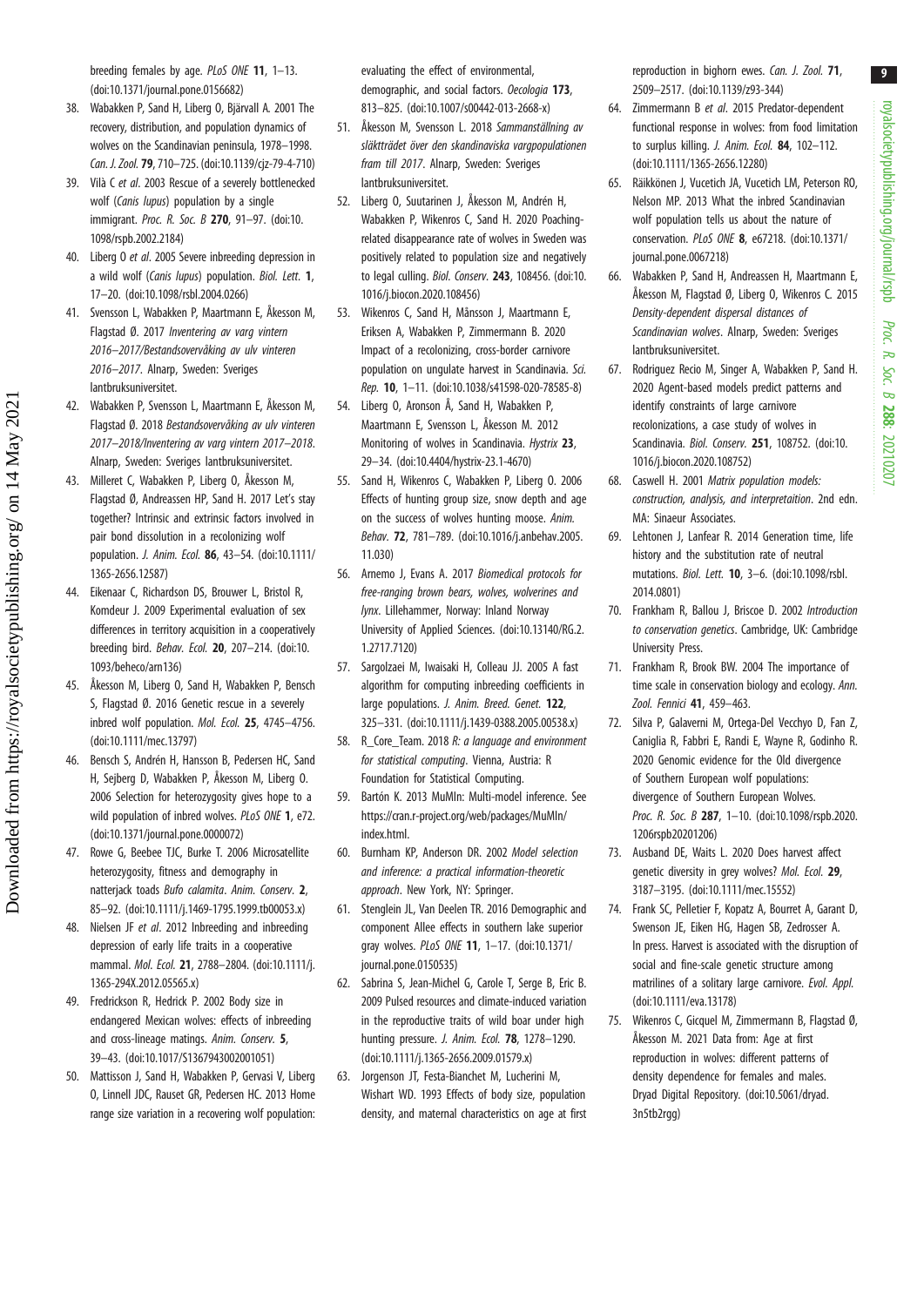breeding females by age. *PLoS ONE* **11**, 1–13. (doi:10.1371/journal.pone.0156682)

38. Wabakken P, Sand H, Liberg O, Bjärvall A. 2001 The recovery, distribution, and population dynamics of wolves on the Scandinavian peninsula, 1978–1998. *Can. J. Zool.* **79**, 710–725. (doi:10.1139/cjz-79-4-710)
39. Vilà C *et al.* 2003 Rescue of a severely bottlenecked wolf (*Canis lupus*) population by a single immigrant. *Proc. R. Soc. B* **270**, 91–97. (doi:10.1098/rspb.2002.2184)
40. Liberg O *et al.* 2005 Severe inbreeding depression in a wild wolf (*Canis lupus*) population. *Biol. Lett.* **1**, 17–20. (doi:10.1098/rsbl.2004.0266)
41. Svensson L, Wabakken P, Maartmann E, Åkesson M, Flagstad Ø. 2017 *Inventering av varg vintern 2016–2017/Bestandsovervåking av ulv vinteren 2016–2017*. Alnarp, Sweden: Sveriges lantbruksuniversitet.
42. Wabakken P, Svensson L, Maartmann E, Åkesson M, Flagstad Ø. 2018 *Bestandsovervåking av ulv vinteren 2017–2018/Inventering av varg vintern 2017–2018*. Alnarp, Sweden: Sveriges lantbruksuniversitet.
43. Milleret C, Wabakken P, Liberg O, Åkesson M, Flagstad Ø, Andreassen HP, Sand H. 2017 Let's stay together? Intrinsic and extrinsic factors involved in pair bond dissolution in a recolonizing wolf population. *J. Anim. Ecol.* **86**, 43–54. (doi:10.1111/1365-2656.12587)
44. Eikenaar C, Richardson DS, Brouwer L, Bristol R, Komdeur J. 2009 Experimental evaluation of sex differences in territory acquisition in a cooperatively breeding bird. *Behav. Ecol.* **20**, 207–214. (doi:10.1093/beheco/arn136)
45. Åkesson M, Liberg O, Sand H, Wabakken P, Bensch S, Flagstad Ø. 2016 Genetic rescue in a severely inbred wolf population. *Mol. Ecol.* **25**, 4745–4756. (doi:10.1111/mec.13797)
46. Bensch S, Andrén H, Hansson B, Pedersen HC, Sand H, Sejberg D, Wabakken P, Åkesson M, Liberg O. 2006 Selection for heterozygosity gives hope to a wild population of inbred wolves. *PLoS ONE* **1**, e72. (doi:10.1371/journal.pone.0000072)
47. Rowe G, Beebee TJC, Burke T. 2006 Microsatellite heterozygosity, fitness and demography in natterjack toads *Bufo calamita*. *Anim. Conserv.* **2**, 85–92. (doi:10.1111/j.1469-1795.1999.tb00053.x)
48. Nielsen JF *et al.* 2012 Inbreeding and inbreeding depression of early life traits in a cooperative mammal. *Mol. Ecol.* **21**, 2788–2804. (doi:10.1111/j.1365-294X.2012.05565.x)
49. Fredrickson R, Hedrick P. 2002 Body size in endangered Mexican wolves: effects of inbreeding and cross-lineage matings. *Anim. Conserv.* **5**, 39–43. (doi:10.1017/S1367943002001051)
50. Mattisson J, Sand H, Wabakken P, Gervasi V, Liberg O, Linnell JDC, Rauset GR, Pedersen HC. 2013 Home range size variation in a recovering wolf population: evaluating the effect of environmental, demographic, and social factors. *Oecologia* **173**, 813–825. (doi:10.1007/s00442-013-2668-x)
51. Åkesson M, Svensson L. 2018 *Sammanställning av släktträdet över den skandinaviska vargpopulationen fram till 2017*. Alnarp, Sweden: Sveriges lantbruksuniversitet.
52. Liberg O, Suutarinen J, Åkesson M, Andrén H, Wabakken P, Wikenros C, Sand H. 2020 Poaching-related disappearance rate of wolves in Sweden was positively related to population size and negatively to legal culling. *Biol. Conserv.* **243**, 108456. (doi:10.1016/j.biocon.2020.108456)
53. Wikenros C, Sand H, Månsson J, Maartmann E, Eriksen A, Wabakken P, Zimmermann B. 2020 Impact of a recolonizing, cross-border carnivore population on ungulate harvest in Scandinavia. *Sci. Rep.* **10**, 1–11. (doi:10.1038/s41598-020-78585-8)
54. Liberg O, Aronson Å, Sand H, Wabakken P, Maartmann E, Svensson L, Åkesson M. 2012 Monitoring of wolves in Scandinavia. *Hystrix* **23**, 29–34. (doi:10.4404/hystrix-23.1-4670)
55. Sand H, Wikenros C, Wabakken P, Liberg O. 2006 Effects of hunting group size, snow depth and age on the success of wolves hunting moose. *Anim. Behav.* **72**, 781–789. (doi:10.1016/j.anbehav.2005.11.030)
56. Arnemo J, Evans A. 2017 *Biomedical protocols for free-ranging brown bears, wolves, wolverines and lynx*. Lillehammer, Norway: Inland Norway University of Applied Sciences. (doi:10.13140/RG.2.1.2717.7120)
57. Sargolzaei M, Iwaisaki H, Colleau JJ. 2005 A fast algorithm for computing inbreeding coefficients in large populations. *J. Anim. Breed. Genet.* **122**, 325–331. (doi:10.1111/j.1439-0388.2005.00538.x)
58. R_Core_Team. 2018 *R: a language and environment for statistical computing*. Vienna, Austria: R Foundation for Statistical Computing.
59. Bartón K. 2013 MuMIn: Multi-model inference. See https://cran.r-project.org/web/packages/MuMIn/index.html.
60. Burnham KP, Anderson DR. 2002 *Model selection and inference: a practical information-theoretic approach*. New York, NY: Springer.
61. Stenglein JL, Van Deelen TR. 2016 Demographic and component Allee effects in southern lake superior gray wolves. *PLoS ONE* **11**, 1–17. (doi:10.1371/journal.pone.0150535)
62. Sabrina S, Jean-Michel G, Carole T, Serge B, Eric B. 2009 Pulsed resources and climate-induced variation in the reproductive traits of wild boar under high hunting pressure. *J. Anim. Ecol.* **78**, 1278–1290. (doi:10.1111/j.1365-2656.2009.01579.x)
63. Jorgenson JT, Festa-Bianchet M, Lucherini M, Wishart WD. 1993 Effects of body size, population density, and maternal characteristics on age at first reproduction in bighorn ewes. *Can. J. Zool.* **71**, 2509–2517. (doi:10.1139/z93-344)
64. Zimmermann B *et al.* 2015 Predator-dependent functional response in wolves: from food limitation to surplus killing. *J. Anim. Ecol.* **84**, 102–112. (doi:10.1111/1365-2656.12280)
65. Räikkönen J, Vucetich JA, Vucetich LM, Peterson RO, Nelson MP. 2013 What the inbred Scandinavian wolf population tells us about the nature of conservation. *PLoS ONE* **8**, e67218. (doi:10.1371/journal.pone.0067218)
66. Wabakken P, Sand H, Andreassen H, Maartmann E, Åkesson M, Flagstad Ø, Liberg O, Wikenros C. 2015 *Density-dependent dispersal distances of Scandinavian wolves*. Alnarp, Sweden: Sveriges lantbruksuniversitet.
67. Rodriguez Recio M, Singer A, Wabakken P, Sand H. 2020 Agent-based models predict patterns and identify constraints of large carnivore recolonizations, a case study of wolves in Scandinavia. *Biol. Conserv.* **251**, 108752. (doi:10.1016/j.biocon.2020.108752)
68. Caswell H. 2001 *Matrix population models: construction, analysis, and interpretaition*. 2nd edn. MA: Sinaeur Associates.
69. Lehtonen J, Lanfear R. 2014 Generation time, life history and the substitution rate of neutral mutations. *Biol. Lett.* **10**, 3–6. (doi:10.1098/rsbl.2014.0801)
70. Frankham R, Ballou J, Briscoe D. 2002 *Introduction to conservation genetics*. Cambridge, UK: Cambridge University Press.
71. Frankham R, Brook BW. 2004 The importance of time scale in conservation biology and ecology. *Ann. Zool. Fennici* **41**, 459–463.
72. Silva P, Galaverni M, Ortega-Del Vecchyo D, Fan Z, Caniglia R, Fabbri E, Randi E, Wayne R, Godinho R. 2020 Genomic evidence for the Old divergence of Southern European wolf populations: divergence of Southern European Wolves. *Proc. R. Soc. B* **287**, 1–10. (doi:10.1098/rspb.2020.1206rspb20201206)
73. Ausband DE, Waits L. 2020 Does harvest affect genetic diversity in grey wolves? *Mol. Ecol.* **29**, 3187–3195. (doi:10.1111/mec.15552)
74. Frank SC, Pelletier F, Kopatz A, Bourret A, Garant D, Swenson JE, Eiken HG, Hagen SB, Zedrosser A. In press. Harvest is associated with the disruption of social and fine-scale genetic structure among matrilines of a solitary large carnivore. *Evol. Appl.* (doi:10.1111/eva.13178)
75. Wikenros C, Gicquel M, Zimmermann B, Flagstad Ø, Åkesson M. 2021 Data from: Age at first reproduction in wolves: different patterns of density dependence for females and males. Dryad Digital Repository. (doi:10.5061/dryad.3n5tb2rgg)